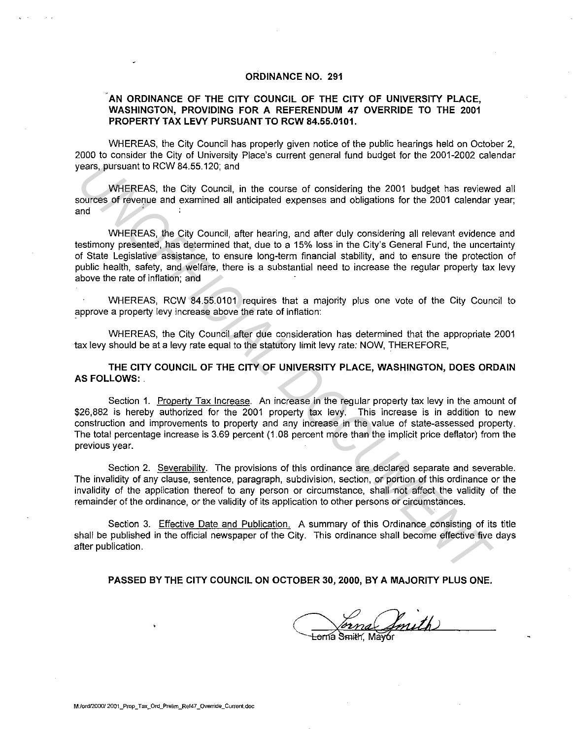# ORDINANCE NO. 291

## AN ORDINANCE OF THE CITY COUNCIL OF THE CITY OF UNIVERSITY PLACE, WASHINGTON, PROVIDING FOR A REFERENDUM 47 OVERRIDE TO THE 2001 PROPERTY TAX LEVY PURSUANT TO RCW 84.55.0101.

WHEREAS, the City Council has properly given notice of the public hearings held on October 2, 2000 to consider the City of University Place's current general fund budget for the 2001-2002 calendar years, pursuant to RCW 84.55.120; and

WHEREAS, the City Council, in the course of considering the 2001 budget has reviewed all sources of revenue and examined all anticipated expenses and obligations for the 2001 calendar year; and

WHEREAS, the City Council, after hearing, and after duly considering all relevant evidence and testimony presented, has determined that, due to a 15% loss in the City's General Fund, the uncertainty of State Legislative assistance, to ensure long-term financial stability, and to ensure the protection of public health, safety, and welfare, there is a substantial need to increase the regular property tax levy above the rate of inflation; and

WHEREAS, RCW 84.55.0101 requires that a majority plus one vote of the City Council to approve a property levy increase above the rate of inflation:

WHEREAS, the City Council after due consideration has determined that the appropriate 2001 tax levy should be at a levy rate equal to the statutory limit levy rate: NOW, THEREFORE,

**THE CITY COUNCIL OF THE CITY OF UNIVERSITY PLACE, WASHINGTON, DOES ORDAIN AS FOLLOWS:**

Section 1. Property Tax Increase. An increase in the regular property tax levy in the amount of $26,882 is hereby authorized for the 2001 property tax levy. This increase is in addition to new construction and improvements to property and any increase in the value of state-assessed property. The total percentage increase is 3.69 percent (1.08 percent more than the implicit price deflator) from the previous year.

Section 2. Severability. The provisions of this ordinance are declared separate and severable. The invalidity of any clause, sentence, paragraph, subdivision, section, or portion of this ordinance or the invalidity of the application thereof to any person or circumstance, shall not affect the validity of the remainder of the ordinance, or the validity of its application to other persons or circumstances.

Section 3. Effective Date and Publication. A summary of this Ordinance consisting of its title shall be published in the official newspaper of the City. This ordinance shall become effective five days after publication.

**PASSED BY THE CITY COUNCIL ON OCTOBER 30, 2000, BY A MAJORITY PLUS ONE.**

Lorna Smith, Mayor

M:/ord/2000/ 2001_Prop_Tax_Ord_Prelim_Ref47_Override_Current.doc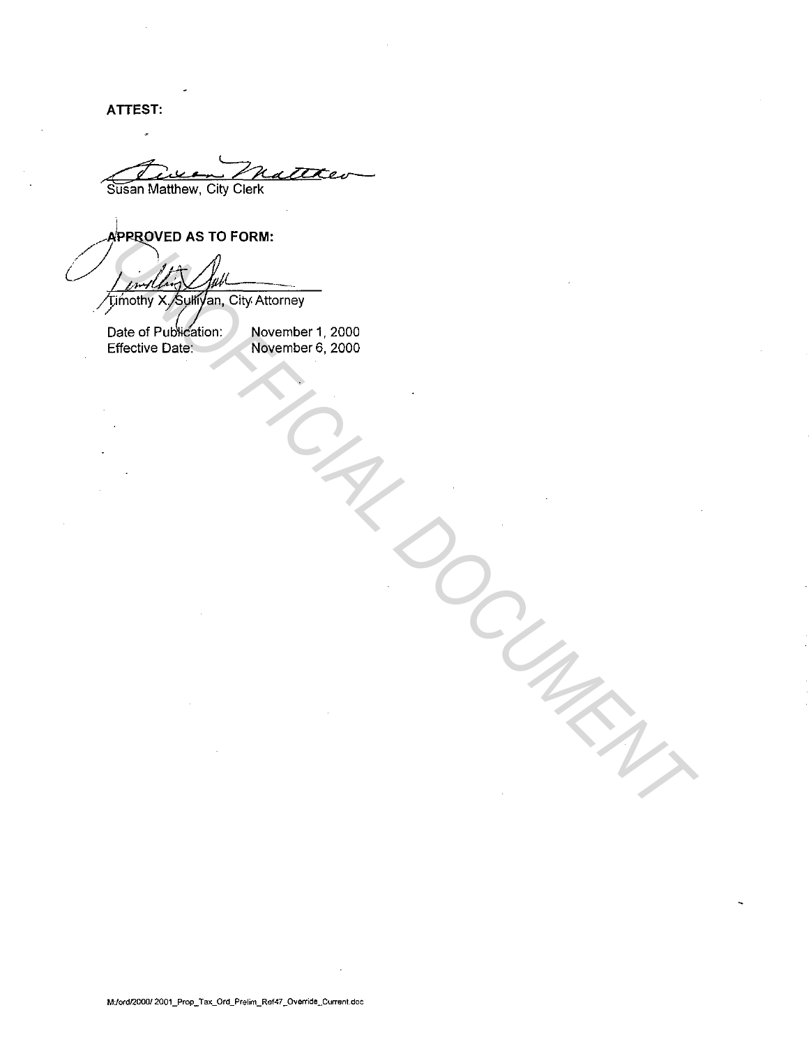**ATTEST:**

Susan Matthew, City Clerk

**APPROVED AS TO FORM:**

Timothy X. Sullivan, City Attorney

Date of Publication: November 1, 2000
Effective Date: November 6, 2000

UNOFFICIAL DOCUMENT

M:/ord/2000/ 2001_Prop_Tax_Ord_Prelim_Ref47_Override_Current.doc